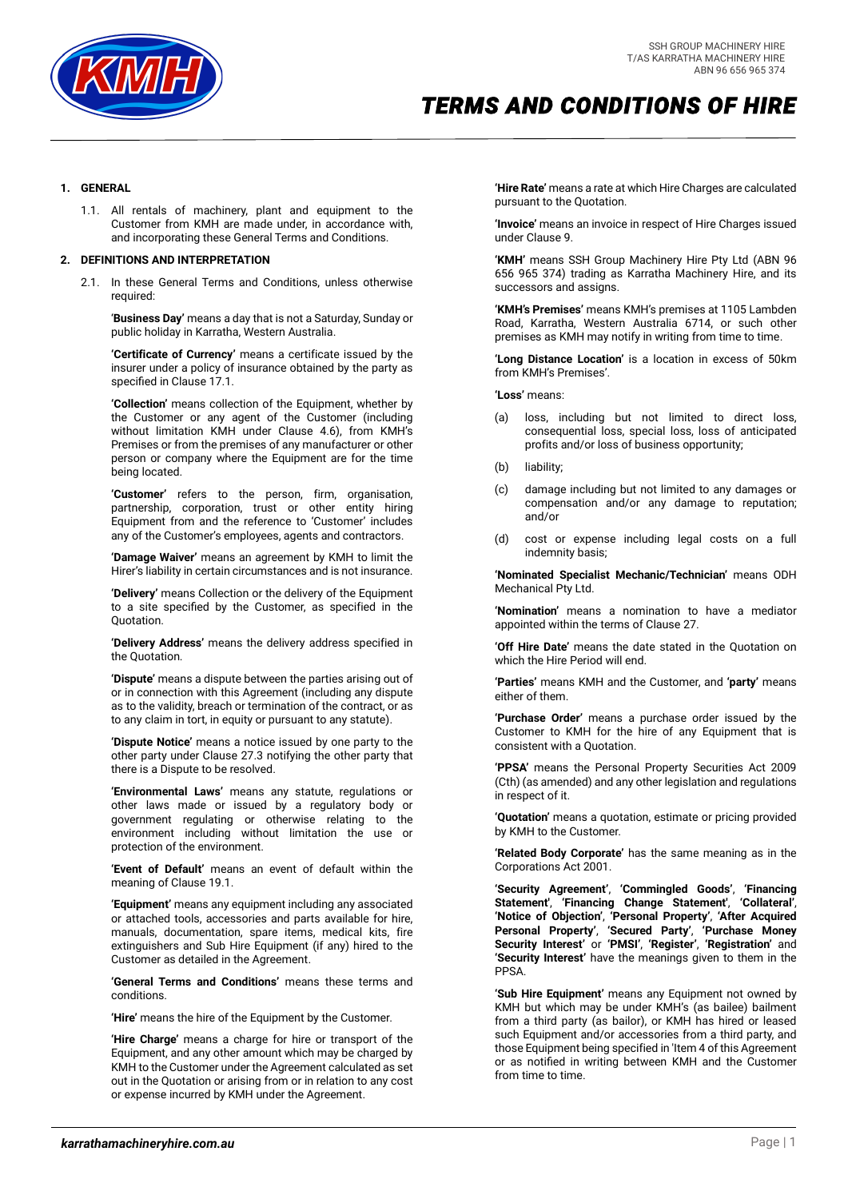SSH GROUP MACHINERY HIRE
T/AS KARRATHA MACHINERY HIRE
ABN 96 656 965 374

# TERMS AND CONDITIONS OF HIRE

## 1. GENERAL

1.1. All rentals of machinery, plant and equipment to the Customer from KMH are made under, in accordance with, and incorporating these General Terms and Conditions.

## 2. DEFINITIONS AND INTERPRETATION

2.1. In these General Terms and Conditions, unless otherwise required:

**'Business Day'** means a day that is not a Saturday, Sunday or public holiday in Karratha, Western Australia.

**'Certificate of Currency'** means a certificate issued by the insurer under a policy of insurance obtained by the party as specified in Clause 17.1.

**'Collection'** means collection of the Equipment, whether by the Customer or any agent of the Customer (including without limitation KMH under Clause 4.6), from KMH's Premises or from the premises of any manufacturer or other person or company where the Equipment are for the time being located.

**'Customer'** refers to the person, firm, organisation, partnership, corporation, trust or other entity hiring Equipment from and the reference to 'Customer' includes any of the Customer's employees, agents and contractors.

**'Damage Waiver'** means an agreement by KMH to limit the Hirer's liability in certain circumstances and is not insurance.

**'Delivery'** means Collection or the delivery of the Equipment to a site specified by the Customer, as specified in the Quotation.

**'Delivery Address'** means the delivery address specified in the Quotation.

**'Dispute'** means a dispute between the parties arising out of or in connection with this Agreement (including any dispute as to the validity, breach or termination of the contract, or as to any claim in tort, in equity or pursuant to any statute).

**'Dispute Notice'** means a notice issued by one party to the other party under Clause 27.3 notifying the other party that there is a Dispute to be resolved.

**'Environmental Laws'** means any statute, regulations or other laws made or issued by a regulatory body or government regulating or otherwise relating to the environment including without limitation the use or protection of the environment.

**'Event of Default'** means an event of default within the meaning of Clause 19.1.

**'Equipment'** means any equipment including any associated or attached tools, accessories and parts available for hire, manuals, documentation, spare items, medical kits, fire extinguishers and Sub Hire Equipment (if any) hired to the Customer as detailed in the Agreement.

**'General Terms and Conditions'** means these terms and conditions.

**'Hire'** means the hire of the Equipment by the Customer.

**'Hire Charge'** means a charge for hire or transport of the Equipment, and any other amount which may be charged by KMH to the Customer under the Agreement calculated as set out in the Quotation or arising from or in relation to any cost or expense incurred by KMH under the Agreement.

**'Hire Rate'** means a rate at which Hire Charges are calculated pursuant to the Quotation.

**'Invoice'** means an invoice in respect of Hire Charges issued under Clause 9.

**'KMH'** means SSH Group Machinery Hire Pty Ltd (ABN 96 656 965 374) trading as Karratha Machinery Hire, and its successors and assigns.

**'KMH's Premises'** means KMH's premises at 1105 Lambden Road, Karratha, Western Australia 6714, or such other premises as KMH may notify in writing from time to time.

**'Long Distance Location'** is a location in excess of 50km from KMH's Premises'.

**'Loss'** means:

(a) loss, including but not limited to direct loss, consequential loss, special loss, loss of anticipated profits and/or loss of business opportunity;

(b) liability;

(c) damage including but not limited to any damages or compensation and/or any damage to reputation; and/or

(d) cost or expense including legal costs on a full indemnity basis;

**'Nominated Specialist Mechanic/Technician'** means ODH Mechanical Pty Ltd.

**'Nomination'** means a nomination to have a mediator appointed within the terms of Clause 27.

**'Off Hire Date'** means the date stated in the Quotation on which the Hire Period will end.

**'Parties'** means KMH and the Customer, and **'party'** means either of them.

**'Purchase Order'** means a purchase order issued by the Customer to KMH for the hire of any Equipment that is consistent with a Quotation.

**'PPSA'** means the Personal Property Securities Act 2009 (Cth) (as amended) and any other legislation and regulations in respect of it.

**'Quotation'** means a quotation, estimate or pricing provided by KMH to the Customer.

**'Related Body Corporate'** has the same meaning as in the Corporations Act 2001.

**'Security Agreement'**, **'Commingled Goods'**, **'Financing Statement'**, **'Financing Change Statement'**, **'Collateral'**, **'Notice of Objection'**, **'Personal Property'**, **'After Acquired Personal Property'**, **'Secured Party'**, **'Purchase Money Security Interest'** or **'PMSI'**, **'Register'**, **'Registration'** and **'Security Interest'** have the meanings given to them in the PPSA.

**'Sub Hire Equipment'** means any Equipment not owned by KMH but which may be under KMH's (as bailee) bailment from a third party (as bailor), or KMH has hired or leased such Equipment and/or accessories from a third party, and those Equipment being specified in 'Item 4 of this Agreement or as notified in writing between KMH and the Customer from time to time.

*karrathamachineryhire.com.au*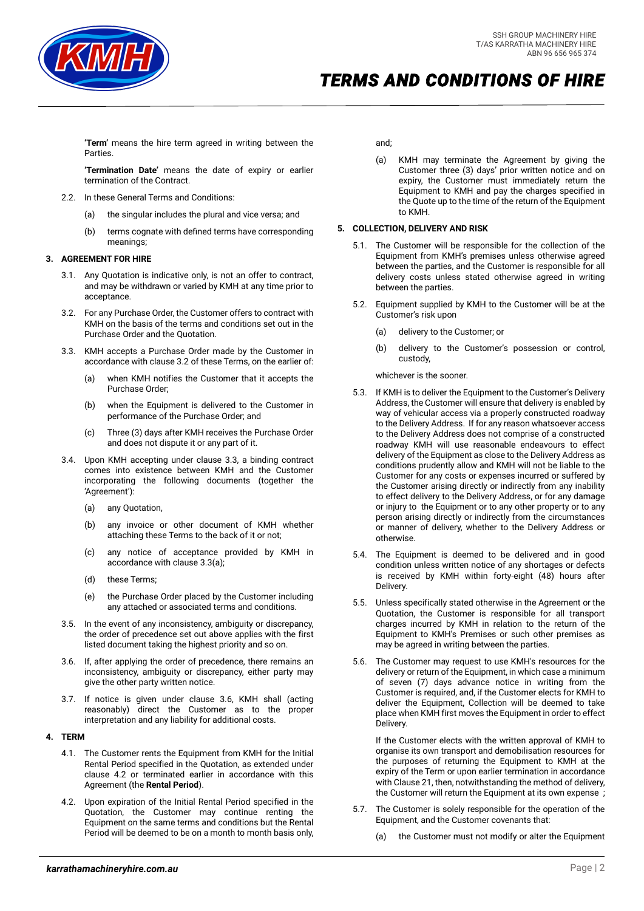**'Term'** means the hire term agreed in writing between the Parties.

**'Termination Date'** means the date of expiry or earlier termination of the Contract.

2.2. In these General Terms and Conditions:

(a) the singular includes the plural and vice versa; and

(b) terms cognate with defined terms have corresponding meanings;

## 3. AGREEMENT FOR HIRE

3.1. Any Quotation is indicative only, is not an offer to contract, and may be withdrawn or varied by KMH at any time prior to acceptance.

3.2. For any Purchase Order, the Customer offers to contract with KMH on the basis of the terms and conditions set out in the Purchase Order and the Quotation.

3.3. KMH accepts a Purchase Order made by the Customer in accordance with clause 3.2 of these Terms, on the earlier of:

(a) when KMH notifies the Customer that it accepts the Purchase Order;

(b) when the Equipment is delivered to the Customer in performance of the Purchase Order; and

(c) Three (3) days after KMH receives the Purchase Order and does not dispute it or any part of it.

3.4. Upon KMH accepting under clause 3.3, a binding contract comes into existence between KMH and the Customer incorporating the following documents (together the 'Agreement'):

(a) any Quotation,

(b) any invoice or other document of KMH whether attaching these Terms to the back of it or not;

(c) any notice of acceptance provided by KMH in accordance with clause 3.3(a);

(d) these Terms;

(e) the Purchase Order placed by the Customer including any attached or associated terms and conditions.

3.5. In the event of any inconsistency, ambiguity or discrepancy, the order of precedence set out above applies with the first listed document taking the highest priority and so on.

3.6. If, after applying the order of precedence, there remains an inconsistency, ambiguity or discrepancy, either party may give the other party written notice.

3.7. If notice is given under clause 3.6, KMH shall (acting reasonably) direct the Customer as to the proper interpretation and any liability for additional costs.

## 4. TERM

4.1. The Customer rents the Equipment from KMH for the Initial Rental Period specified in the Quotation, as extended under clause 4.2 or terminated earlier in accordance with this Agreement (the **Rental Period**).

4.2. Upon expiration of the Initial Rental Period specified in the Quotation, the Customer may continue renting the Equipment on the same terms and conditions but the Rental Period will be deemed to be on a month to month basis only, and;

(a) KMH may terminate the Agreement by giving the Customer three (3) days' prior written notice and on expiry, the Customer must immediately return the Equipment to KMH and pay the charges specified in the Quote up to the time of the return of the Equipment to KMH.

## 5. COLLECTION, DELIVERY AND RISK

5.1. The Customer will be responsible for the collection of the Equipment from KMH's premises unless otherwise agreed between the parties, and the Customer is responsible for all delivery costs unless stated otherwise agreed in writing between the parties.

5.2. Equipment supplied by KMH to the Customer will be at the Customer's risk upon

(a) delivery to the Customer; or

(b) delivery to the Customer's possession or control, custody,

whichever is the sooner.

5.3. If KMH is to deliver the Equipment to the Customer's Delivery Address, the Customer will ensure that delivery is enabled by way of vehicular access via a properly constructed roadway to the Delivery Address. If for any reason whatsoever access to the Delivery Address does not comprise of a constructed roadway KMH will use reasonable endeavours to effect delivery of the Equipment as close to the Delivery Address as conditions prudently allow and KMH will not be liable to the Customer for any costs or expenses incurred or suffered by the Customer arising directly or indirectly from any inability to effect delivery to the Delivery Address, or for any damage or injury to the Equipment or to any other property or to any person arising directly or indirectly from the circumstances or manner of delivery, whether to the Delivery Address or otherwise.

5.4. The Equipment is deemed to be delivered and in good condition unless written notice of any shortages or defects is received by KMH within forty-eight (48) hours after Delivery.

5.5. Unless specifically stated otherwise in the Agreement or the Quotation, the Customer is responsible for all transport charges incurred by KMH in relation to the return of the Equipment to KMH's Premises or such other premises as may be agreed in writing between the parties.

5.6. The Customer may request to use KMH's resources for the delivery or return of the Equipment, in which case a minimum of seven (7) days advance notice in writing from the Customer is required, and, if the Customer elects for KMH to deliver the Equipment, Collection will be deemed to take place when KMH first moves the Equipment in order to effect Delivery.

If the Customer elects with the written approval of KMH to organise its own transport and demobilisation resources for the purposes of returning the Equipment to KMH at the expiry of the Term or upon earlier termination in accordance with Clause 21, then, notwithstanding the method of delivery, the Customer will return the Equipment at its own expense ;

5.7. The Customer is solely responsible for the operation of the Equipment, and the Customer covenants that:

(a) the Customer must not modify or alter the Equipment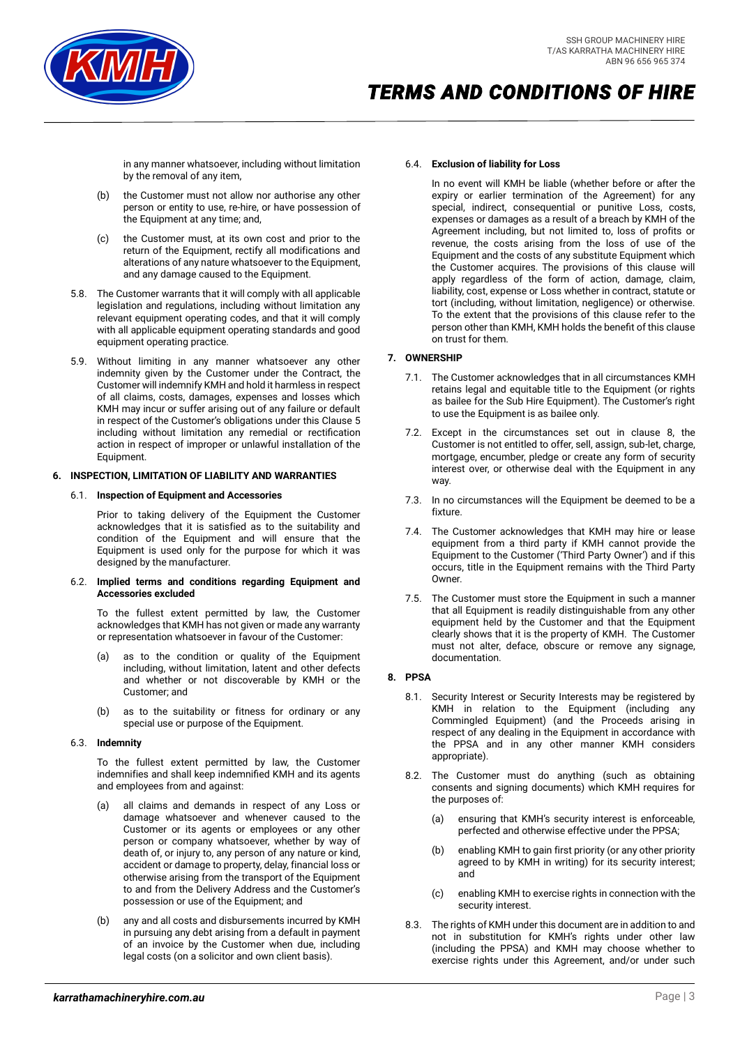in any manner whatsoever, including without limitation by the removal of any item,

(b) the Customer must not allow nor authorise any other person or entity to use, re-hire, or have possession of the Equipment at any time; and,

(c) the Customer must, at its own cost and prior to the return of the Equipment, rectify all modifications and alterations of any nature whatsoever to the Equipment, and any damage caused to the Equipment.

5.8. The Customer warrants that it will comply with all applicable legislation and regulations, including without limitation any relevant equipment operating codes, and that it will comply with all applicable equipment operating standards and good equipment operating practice.

5.9. Without limiting in any manner whatsoever any other indemnity given by the Customer under the Contract, the Customer will indemnify KMH and hold it harmless in respect of all claims, costs, damages, expenses and losses which KMH may incur or suffer arising out of any failure or default in respect of the Customer's obligations under this Clause 5 including without limitation any remedial or rectification action in respect of improper or unlawful installation of the Equipment.

## 6. INSPECTION, LIMITATION OF LIABILITY AND WARRANTIES

6.1. **Inspection of Equipment and Accessories**

Prior to taking delivery of the Equipment the Customer acknowledges that it is satisfied as to the suitability and condition of the Equipment and will ensure that the Equipment is used only for the purpose for which it was designed by the manufacturer.

6.2. **Implied terms and conditions regarding Equipment and Accessories excluded**

To the fullest extent permitted by law, the Customer acknowledges that KMH has not given or made any warranty or representation whatsoever in favour of the Customer:

(a) as to the condition or quality of the Equipment including, without limitation, latent and other defects and whether or not discoverable by KMH or the Customer; and

(b) as to the suitability or fitness for ordinary or any special use or purpose of the Equipment.

6.3. **Indemnity**

To the fullest extent permitted by law, the Customer indemnifies and shall keep indemnified KMH and its agents and employees from and against:

(a) all claims and demands in respect of any Loss or damage whatsoever and whenever caused to the Customer or its agents or employees or any other person or company whatsoever, whether by way of death of, or injury to, any person of any nature or kind, accident or damage to property, delay, financial loss or otherwise arising from the transport of the Equipment to and from the Delivery Address and the Customer's possession or use of the Equipment; and

(b) any and all costs and disbursements incurred by KMH in pursuing any debt arising from a default in payment of an invoice by the Customer when due, including legal costs (on a solicitor and own client basis).

6.4. **Exclusion of liability for Loss**

In no event will KMH be liable (whether before or after the expiry or earlier termination of the Agreement) for any special, indirect, consequential or punitive Loss, costs, expenses or damages as a result of a breach by KMH of the Agreement including, but not limited to, loss of profits or revenue, the costs arising from the loss of use of the Equipment and the costs of any substitute Equipment which the Customer acquires. The provisions of this clause will apply regardless of the form of action, damage, claim, liability, cost, expense or Loss whether in contract, statute or tort (including, without limitation, negligence) or otherwise. To the extent that the provisions of this clause refer to the person other than KMH, KMH holds the benefit of this clause on trust for them.

## 7. OWNERSHIP

7.1. The Customer acknowledges that in all circumstances KMH retains legal and equitable title to the Equipment (or rights as bailee for the Sub Hire Equipment). The Customer's right to use the Equipment is as bailee only.

7.2. Except in the circumstances set out in clause 8, the Customer is not entitled to offer, sell, assign, sub-let, charge, mortgage, encumber, pledge or create any form of security interest over, or otherwise deal with the Equipment in any way.

7.3. In no circumstances will the Equipment be deemed to be a fixture.

7.4. The Customer acknowledges that KMH may hire or lease equipment from a third party if KMH cannot provide the Equipment to the Customer ('Third Party Owner') and if this occurs, title in the Equipment remains with the Third Party Owner.

7.5. The Customer must store the Equipment in such a manner that all Equipment is readily distinguishable from any other equipment held by the Customer and that the Equipment clearly shows that it is the property of KMH. The Customer must not alter, deface, obscure or remove any signage, documentation.

## 8. PPSA

8.1. Security Interest or Security Interests may be registered by KMH in relation to the Equipment (including any Commingled Equipment) (and the Proceeds arising in respect of any dealing in the Equipment in accordance with the PPSA and in any other manner KMH considers appropriate).

8.2. The Customer must do anything (such as obtaining consents and signing documents) which KMH requires for the purposes of:

(a) ensuring that KMH's security interest is enforceable, perfected and otherwise effective under the PPSA;

(b) enabling KMH to gain first priority (or any other priority agreed to by KMH in writing) for its security interest; and

(c) enabling KMH to exercise rights in connection with the security interest.

8.3. The rights of KMH under this document are in addition to and not in substitution for KMH's rights under other law (including the PPSA) and KMH may choose whether to exercise rights under this Agreement, and/or under such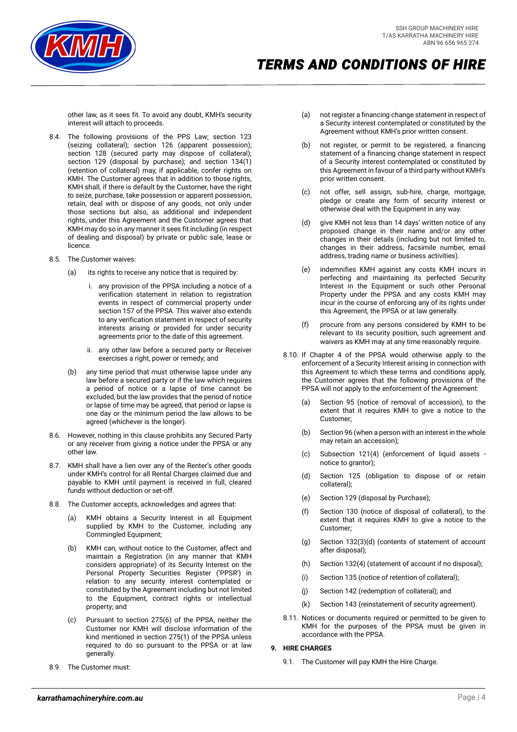other law, as it sees fit. To avoid any doubt, KMH's security interest will attach to proceeds.

8.4. The following provisions of the PPS Law; section 123 (seizing collateral); section 126 (apparent possession); section 128 (secured party may dispose of collateral); section 129 (disposal by purchase); and section 134(1) (retention of collateral) may, if applicable, confer rights on KMH. The Customer agrees that in addition to those rights, KMH shall, if there is default by the Customer, have the right to seize, purchase, take possession or apparent possession, retain, deal with or dispose of any goods, not only under those sections but also, as additional and independent rights, under this Agreement and the Customer agrees that KMH may do so in any manner it sees fit including (in respect of dealing and disposal) by private or public sale, lease or licence.

8.5. The Customer waives:

(a) its rights to receive any notice that is required by:

i. any provision of the PPSA including a notice of a verification statement in relation to registration events in respect of commercial property under section 157 of the PPSA. This waiver also extends to any verification statement in respect of security interests arising or provided for under security agreements prior to the date of this agreement.

ii. any other law before a secured party or Receiver exercises a right, power or remedy; and

(b) any time period that must otherwise lapse under any law before a secured party or if the law which requires a period of notice or a lapse of time cannot be excluded, but the law provides that the period of notice or lapse of time may be agreed, that period or lapse is one day or the minimum period the law allows to be agreed (whichever is the longer).

8.6. However, nothing in this clause prohibits any Secured Party or any receiver from giving a notice under the PPSA or any other law.

8.7. KMH shall have a lien over any of the Renter's other goods under KMH's control for all Rental Charges claimed due and payable to KMH until payment is received in full, cleared funds without deduction or set-off.

8.8. The Customer accepts, acknowledges and agrees that:

(a) KMH obtains a Security Interest in all Equipment supplied by KMH to the Customer, including any Commingled Equipment;

(b) KMH can, without notice to the Customer, affect and maintain a Registration (in any manner that KMH considers appropriate) of its Security Interest on the Personal Property Securities Register ('PPSR') in relation to any security interest contemplated or constituted by the Agreement including but not limited to the Equipment, contract rights or intellectual property; and

(c) Pursuant to section 275(6) of the PPSA, neither the Customer nor KMH will disclose information of the kind mentioned in section 275(1) of the PPSA unless required to do so pursuant to the PPSA or at law generally.

8.9. The Customer must:

(a) not register a financing change statement in respect of a Security interest contemplated or constituted by the Agreement without KMH's prior written consent.

(b) not register, or permit to be registered, a financing statement of a financing change statement in respect of a Security interest contemplated or constituted by this Agreement in favour of a third party without KMH's prior written consent.

(c) not offer, sell assign, sub-hire, charge, mortgage, pledge or create any form of security interest or otherwise deal with the Equipment in any way.

(d) give KMH not less than 14 days' written notice of any proposed change in their name and/or any other changes in their details (including but not limited to, changes in their address, facsimile number, email address, trading name or business activities).

(e) indemnifies KMH against any costs KMH incurs in perfecting and maintaining its perfected Security Interest in the Equipment or such other Personal Property under the PPSA and any costs KMH may incur in the course of enforcing any of its rights under this Agreement, the PPSA or at law generally.

(f) procure from any persons considered by KMH to be relevant to its security position, such agreement and waivers as KMH may at any time reasonably require.

8.10. If Chapter 4 of the PPSA would otherwise apply to the enforcement of a Security Interest arising in connection with this Agreement to which these terms and conditions apply, the Customer agrees that the following provisions of the PPSA will not apply to the enforcement of the Agreement:

(a) Section 95 (notice of removal of accession), to the extent that it requires KMH to give a notice to the Customer;

(b) Section 96 (when a person with an interest in the whole may retain an accession);

(c) Subsection 121(4) (enforcement of liquid assets - notice to grantor);

(d) Section 125 (obligation to dispose of or retain collateral);

(e) Section 129 (disposal by Purchase);

(f) Section 130 (notice of disposal of collateral), to the extent that it requires KMH to give a notice to the Customer;

(g) Section 132(3)(d) (contents of statement of account after disposal);

(h) Section 132(4) (statement of account if no disposal);

(i) Section 135 (notice of retention of collateral);

(j) Section 142 (redemption of collateral); and

(k) Section 143 (reinstatement of security agreement).

8.11. Notices or documents required or permitted to be given to KMH for the purposes of the PPSA must be given in accordance with the PPSA.

## 9. HIRE CHARGES

9.1. The Customer will pay KMH the Hire Charge.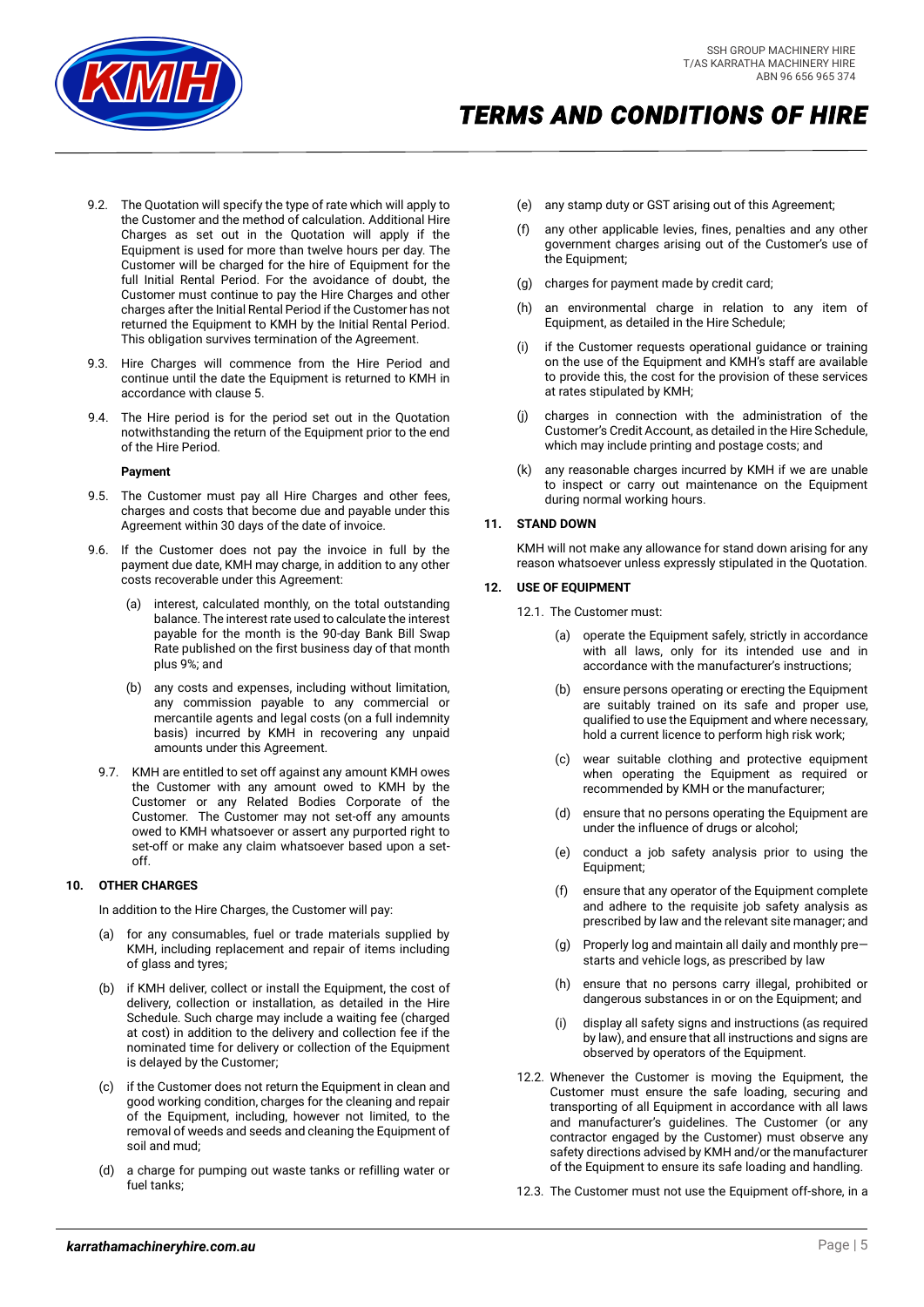9.2. The Quotation will specify the type of rate which will apply to the Customer and the method of calculation. Additional Hire Charges as set out in the Quotation will apply if the Equipment is used for more than twelve hours per day. The Customer will be charged for the hire of Equipment for the full Initial Rental Period. For the avoidance of doubt, the Customer must continue to pay the Hire Charges and other charges after the Initial Rental Period if the Customer has not returned the Equipment to KMH by the Initial Rental Period. This obligation survives termination of the Agreement.

9.3. Hire Charges will commence from the Hire Period and continue until the date the Equipment is returned to KMH in accordance with clause 5.

9.4. The Hire period is for the period set out in the Quotation notwithstanding the return of the Equipment prior to the end of the Hire Period.

**Payment**

9.5. The Customer must pay all Hire Charges and other fees, charges and costs that become due and payable under this Agreement within 30 days of the date of invoice.

9.6. If the Customer does not pay the invoice in full by the payment due date, KMH may charge, in addition to any other costs recoverable under this Agreement:

(a) interest, calculated monthly, on the total outstanding balance. The interest rate used to calculate the interest payable for the month is the 90-day Bank Bill Swap Rate published on the first business day of that month plus 9%; and

(b) any costs and expenses, including without limitation, any commission payable to any commercial or mercantile agents and legal costs (on a full indemnity basis) incurred by KMH in recovering any unpaid amounts under this Agreement.

9.7. KMH are entitled to set off against any amount KMH owes the Customer with any amount owed to KMH by the Customer or any Related Bodies Corporate of the Customer. The Customer may not set-off any amounts owed to KMH whatsoever or assert any purported right to set-off or make any claim whatsoever based upon a set-off.

## 10. OTHER CHARGES

In addition to the Hire Charges, the Customer will pay:

(a) for any consumables, fuel or trade materials supplied by KMH, including replacement and repair of items including of glass and tyres;

(b) if KMH deliver, collect or install the Equipment, the cost of delivery, collection or installation, as detailed in the Hire Schedule. Such charge may include a waiting fee (charged at cost) in addition to the delivery and collection fee if the nominated time for delivery or collection of the Equipment is delayed by the Customer;

(c) if the Customer does not return the Equipment in clean and good working condition, charges for the cleaning and repair of the Equipment, including, however not limited, to the removal of weeds and seeds and cleaning the Equipment of soil and mud;

(d) a charge for pumping out waste tanks or refilling water or fuel tanks;

(e) any stamp duty or GST arising out of this Agreement;

(f) any other applicable levies, fines, penalties and any other government charges arising out of the Customer's use of the Equipment;

(g) charges for payment made by credit card;

(h) an environmental charge in relation to any item of Equipment, as detailed in the Hire Schedule;

(i) if the Customer requests operational guidance or training on the use of the Equipment and KMH's staff are available to provide this, the cost for the provision of these services at rates stipulated by KMH;

(j) charges in connection with the administration of the Customer's Credit Account, as detailed in the Hire Schedule, which may include printing and postage costs; and

(k) any reasonable charges incurred by KMH if we are unable to inspect or carry out maintenance on the Equipment during normal working hours.

## 11. STAND DOWN

KMH will not make any allowance for stand down arising for any reason whatsoever unless expressly stipulated in the Quotation.

## 12. USE OF EQUIPMENT

12.1. The Customer must:

(a) operate the Equipment safely, strictly in accordance with all laws, only for its intended use and in accordance with the manufacturer's instructions;

(b) ensure persons operating or erecting the Equipment are suitably trained on its safe and proper use, qualified to use the Equipment and where necessary, hold a current licence to perform high risk work;

(c) wear suitable clothing and protective equipment when operating the Equipment as required or recommended by KMH or the manufacturer;

(d) ensure that no persons operating the Equipment are under the influence of drugs or alcohol;

(e) conduct a job safety analysis prior to using the Equipment;

(f) ensure that any operator of the Equipment complete and adhere to the requisite job safety analysis as prescribed by law and the relevant site manager; and

(g) Properly log and maintain all daily and monthly pre—starts and vehicle logs, as prescribed by law

(h) ensure that no persons carry illegal, prohibited or dangerous substances in or on the Equipment; and

(i) display all safety signs and instructions (as required by law), and ensure that all instructions and signs are observed by operators of the Equipment.

12.2. Whenever the Customer is moving the Equipment, the Customer must ensure the safe loading, securing and transporting of all Equipment in accordance with all laws and manufacturer's guidelines. The Customer (or any contractor engaged by the Customer) must observe any safety directions advised by KMH and/or the manufacturer of the Equipment to ensure its safe loading and handling.

12.3. The Customer must not use the Equipment off-shore, in a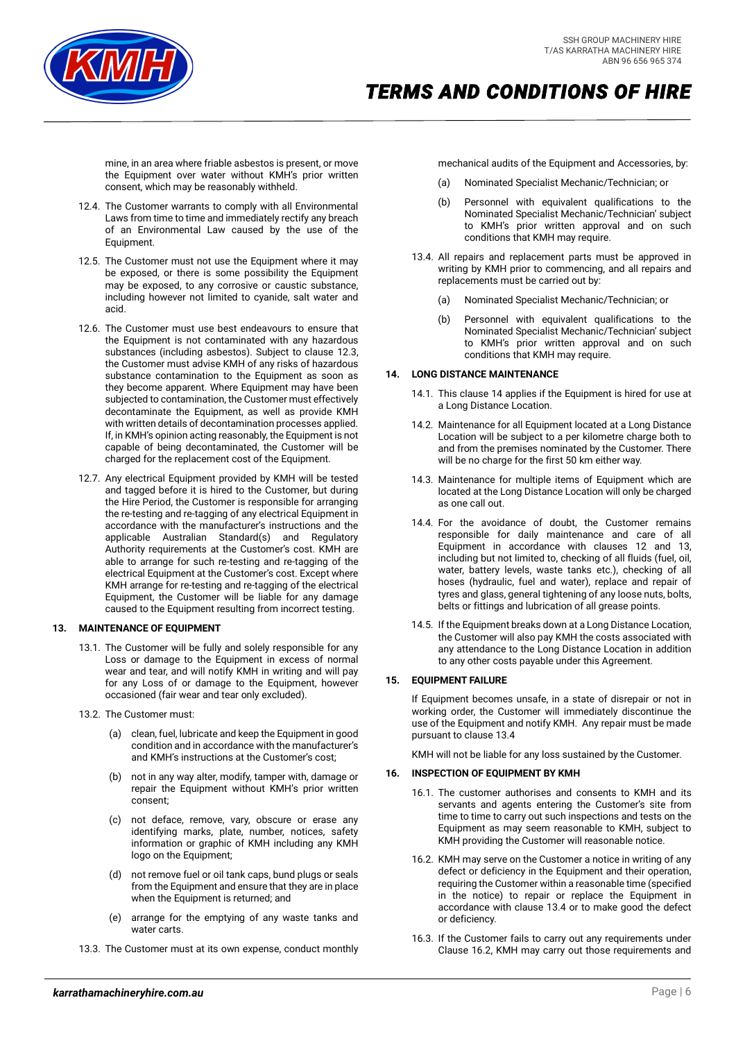mine, in an area where friable asbestos is present, or move the Equipment over water without KMH's prior written consent, which may be reasonably withheld.

12.4. The Customer warrants to comply with all Environmental Laws from time to time and immediately rectify any breach of an Environmental Law caused by the use of the Equipment.

12.5. The Customer must not use the Equipment where it may be exposed, or there is some possibility the Equipment may be exposed, to any corrosive or caustic substance, including however not limited to cyanide, salt water and acid.

12.6. The Customer must use best endeavours to ensure that the Equipment is not contaminated with any hazardous substances (including asbestos). Subject to clause 12.3, the Customer must advise KMH of any risks of hazardous substance contamination to the Equipment as soon as they become apparent. Where Equipment may have been subjected to contamination, the Customer must effectively decontaminate the Equipment, as well as provide KMH with written details of decontamination processes applied. If, in KMH's opinion acting reasonably, the Equipment is not capable of being decontaminated, the Customer will be charged for the replacement cost of the Equipment.

12.7. Any electrical Equipment provided by KMH will be tested and tagged before it is hired to the Customer, but during the Hire Period, the Customer is responsible for arranging the re-testing and re-tagging of any electrical Equipment in accordance with the manufacturer's instructions and the applicable Australian Standard(s) and Regulatory Authority requirements at the Customer's cost. KMH are able to arrange for such re-testing and re-tagging of the electrical Equipment at the Customer's cost. Except where KMH arrange for re-testing and re-tagging of the electrical Equipment, the Customer will be liable for any damage caused to the Equipment resulting from incorrect testing.

## 13. MAINTENANCE OF EQUIPMENT

13.1. The Customer will be fully and solely responsible for any Loss or damage to the Equipment in excess of normal wear and tear, and will notify KMH in writing and will pay for any Loss of or damage to the Equipment, however occasioned (fair wear and tear only excluded).

13.2. The Customer must:

(a) clean, fuel, lubricate and keep the Equipment in good condition and in accordance with the manufacturer's and KMH's instructions at the Customer's cost;

(b) not in any way alter, modify, tamper with, damage or repair the Equipment without KMH's prior written consent;

(c) not deface, remove, vary, obscure or erase any identifying marks, plate, number, notices, safety information or graphic of KMH including any KMH logo on the Equipment;

(d) not remove fuel or oil tank caps, bund plugs or seals from the Equipment and ensure that they are in place when the Equipment is returned; and

(e) arrange for the emptying of any waste tanks and water carts.

13.3. The Customer must at its own expense, conduct monthly mechanical audits of the Equipment and Accessories, by:

(a) Nominated Specialist Mechanic/Technician; or

(b) Personnel with equivalent qualifications to the Nominated Specialist Mechanic/Technician' subject to KMH's prior written approval and on such conditions that KMH may require.

13.4. All repairs and replacement parts must be approved in writing by KMH prior to commencing, and all repairs and replacements must be carried out by:

(a) Nominated Specialist Mechanic/Technician; or

(b) Personnel with equivalent qualifications to the Nominated Specialist Mechanic/Technician' subject to KMH's prior written approval and on such conditions that KMH may require.

## 14. LONG DISTANCE MAINTENANCE

14.1. This clause 14 applies if the Equipment is hired for use at a Long Distance Location.

14.2. Maintenance for all Equipment located at a Long Distance Location will be subject to a per kilometre charge both to and from the premises nominated by the Customer. There will be no charge for the first 50 km either way.

14.3. Maintenance for multiple items of Equipment which are located at the Long Distance Location will only be charged as one call out.

14.4. For the avoidance of doubt, the Customer remains responsible for daily maintenance and care of all Equipment in accordance with clauses 12 and 13, including but not limited to, checking of all fluids (fuel, oil, water, battery levels, waste tanks etc.), checking of all hoses (hydraulic, fuel and water), replace and repair of tyres and glass, general tightening of any loose nuts, bolts, belts or fittings and lubrication of all grease points.

14.5. If the Equipment breaks down at a Long Distance Location, the Customer will also pay KMH the costs associated with any attendance to the Long Distance Location in addition to any other costs payable under this Agreement.

## 15. EQUIPMENT FAILURE

If Equipment becomes unsafe, in a state of disrepair or not in working order, the Customer will immediately discontinue the use of the Equipment and notify KMH. Any repair must be made pursuant to clause 13.4

KMH will not be liable for any loss sustained by the Customer.

## 16. INSPECTION OF EQUIPMENT BY KMH

16.1. The customer authorises and consents to KMH and its servants and agents entering the Customer's site from time to time to carry out such inspections and tests on the Equipment as may seem reasonable to KMH, subject to KMH providing the Customer will reasonable notice.

16.2. KMH may serve on the Customer a notice in writing of any defect or deficiency in the Equipment and their operation, requiring the Customer within a reasonable time (specified in the notice) to repair or replace the Equipment in accordance with clause 13.4 or to make good the defect or deficiency.

16.3. If the Customer fails to carry out any requirements under Clause 16.2, KMH may carry out those requirements and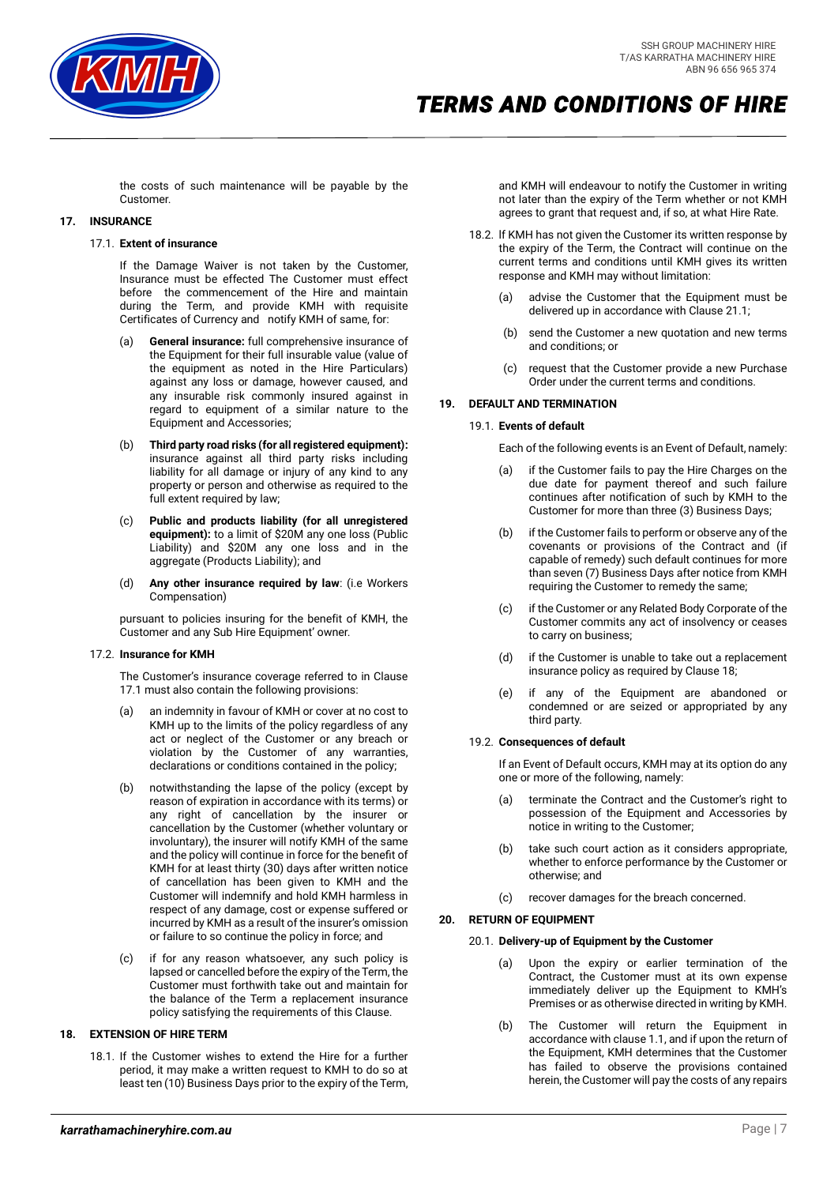the costs of such maintenance will be payable by the Customer.

## 17. INSURANCE

### 17.1. Extent of insurance

If the Damage Waiver is not taken by the Customer, Insurance must be effected The Customer must effect before the commencement of the Hire and maintain during the Term, and provide KMH with requisite Certificates of Currency and notify KMH of same, for:

(a) **General insurance:** full comprehensive insurance of the Equipment for their full insurable value (value of the equipment as noted in the Hire Particulars) against any loss or damage, however caused, and any insurable risk commonly insured against in regard to equipment of a similar nature to the Equipment and Accessories;

(b) **Third party road risks (for all registered equipment):** insurance against all third party risks including liability for all damage or injury of any kind to any property or person and otherwise as required to the full extent required by law;

(c) **Public and products liability (for all unregistered equipment):** to a limit of $20M any one loss (Public Liability) and $20M any one loss and in the aggregate (Products Liability); and

(d) **Any other insurance required by law**: (i.e Workers Compensation)

pursuant to policies insuring for the benefit of KMH, the Customer and any Sub Hire Equipment' owner.

### 17.2. Insurance for KMH

The Customer's insurance coverage referred to in Clause 17.1 must also contain the following provisions:

(a) an indemnity in favour of KMH or cover at no cost to KMH up to the limits of the policy regardless of any act or neglect of the Customer or any breach or violation by the Customer of any warranties, declarations or conditions contained in the policy;

(b) notwithstanding the lapse of the policy (except by reason of expiration in accordance with its terms) or any right of cancellation by the insurer or cancellation by the Customer (whether voluntary or involuntary), the insurer will notify KMH of the same and the policy will continue in force for the benefit of KMH for at least thirty (30) days after written notice of cancellation has been given to KMH and the Customer will indemnify and hold KMH harmless in respect of any damage, cost or expense suffered or incurred by KMH as a result of the insurer's omission or failure to so continue the policy in force; and

(c) if for any reason whatsoever, any such policy is lapsed or cancelled before the expiry of the Term, the Customer must forthwith take out and maintain for the balance of the Term a replacement insurance policy satisfying the requirements of this Clause.

## 18. EXTENSION OF HIRE TERM

18.1. If the Customer wishes to extend the Hire for a further period, it may make a written request to KMH to do so at least ten (10) Business Days prior to the expiry of the Term, and KMH will endeavour to notify the Customer in writing not later than the expiry of the Term whether or not KMH agrees to grant that request and, if so, at what Hire Rate.

18.2. If KMH has not given the Customer its written response by the expiry of the Term, the Contract will continue on the current terms and conditions until KMH gives its written response and KMH may without limitation:

(a) advise the Customer that the Equipment must be delivered up in accordance with Clause 21.1;

(b) send the Customer a new quotation and new terms and conditions; or

(c) request that the Customer provide a new Purchase Order under the current terms and conditions.

## 19. DEFAULT AND TERMINATION

### 19.1. Events of default

Each of the following events is an Event of Default, namely:

(a) if the Customer fails to pay the Hire Charges on the due date for payment thereof and such failure continues after notification of such by KMH to the Customer for more than three (3) Business Days;

(b) if the Customer fails to perform or observe any of the covenants or provisions of the Contract and (if capable of remedy) such default continues for more than seven (7) Business Days after notice from KMH requiring the Customer to remedy the same;

(c) if the Customer or any Related Body Corporate of the Customer commits any act of insolvency or ceases to carry on business;

(d) if the Customer is unable to take out a replacement insurance policy as required by Clause 18;

(e) if any of the Equipment are abandoned or condemned or are seized or appropriated by any third party.

### 19.2. Consequences of default

If an Event of Default occurs, KMH may at its option do any one or more of the following, namely:

(a) terminate the Contract and the Customer's right to possession of the Equipment and Accessories by notice in writing to the Customer;

(b) take such court action as it considers appropriate, whether to enforce performance by the Customer or otherwise; and

(c) recover damages for the breach concerned.

## 20. RETURN OF EQUIPMENT

### 20.1. Delivery-up of Equipment by the Customer

(a) Upon the expiry or earlier termination of the Contract, the Customer must at its own expense immediately deliver up the Equipment to KMH's Premises or as otherwise directed in writing by KMH.

(b) The Customer will return the Equipment in accordance with clause 1.1, and if upon the return of the Equipment, KMH determines that the Customer has failed to observe the provisions contained herein, the Customer will pay the costs of any repairs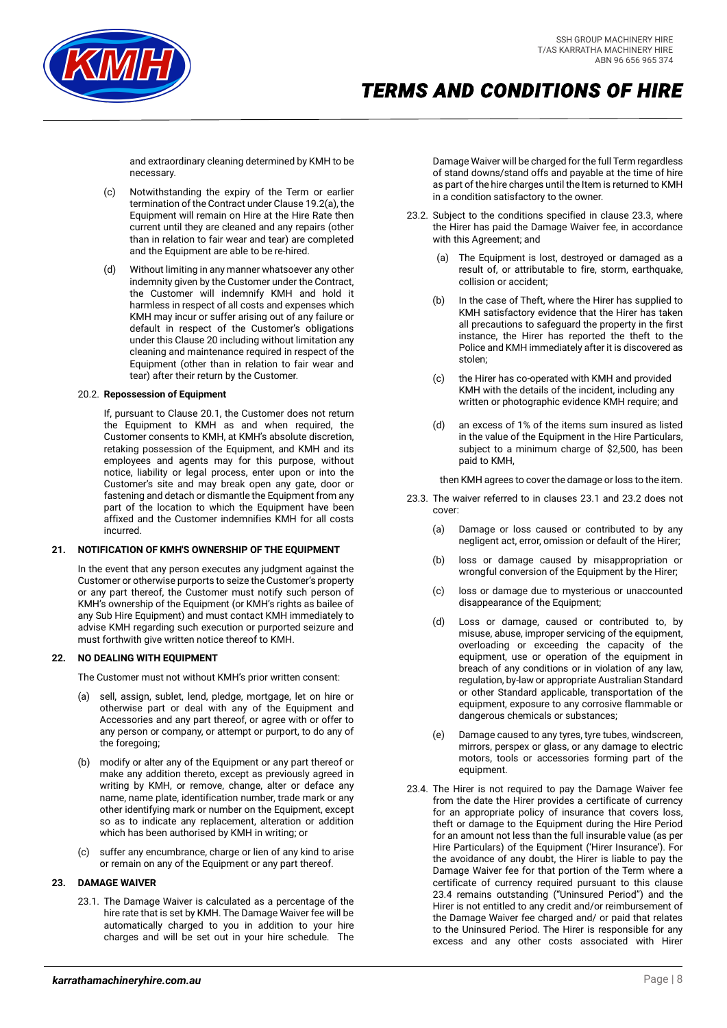and extraordinary cleaning determined by KMH to be necessary.

(c) Notwithstanding the expiry of the Term or earlier termination of the Contract under Clause 19.2(a), the Equipment will remain on Hire at the Hire Rate then current until they are cleaned and any repairs (other than in relation to fair wear and tear) are completed and the Equipment are able to be re-hired.

(d) Without limiting in any manner whatsoever any other indemnity given by the Customer under the Contract, the Customer will indemnify KMH and hold it harmless in respect of all costs and expenses which KMH may incur or suffer arising out of any failure or default in respect of the Customer's obligations under this Clause 20 including without limitation any cleaning and maintenance required in respect of the Equipment (other than in relation to fair wear and tear) after their return by the Customer.

20.2. **Repossession of Equipment**

If, pursuant to Clause 20.1, the Customer does not return the Equipment to KMH as and when required, the Customer consents to KMH, at KMH's absolute discretion, retaking possession of the Equipment, and KMH and its employees and agents may for this purpose, without notice, liability or legal process, enter upon or into the Customer's site and may break open any gate, door or fastening and detach or dismantle the Equipment from any part of the location to which the Equipment have been affixed and the Customer indemnifies KMH for all costs incurred.

## 21. NOTIFICATION OF KMH'S OWNERSHIP OF THE EQUIPMENT

In the event that any person executes any judgment against the Customer or otherwise purports to seize the Customer's property or any part thereof, the Customer must notify such person of KMH's ownership of the Equipment (or KMH's rights as bailee of any Sub Hire Equipment) and must contact KMH immediately to advise KMH regarding such execution or purported seizure and must forthwith give written notice thereof to KMH.

## 22. NO DEALING WITH EQUIPMENT

The Customer must not without KMH's prior written consent:

(a) sell, assign, sublet, lend, pledge, mortgage, let on hire or otherwise part or deal with any of the Equipment and Accessories and any part thereof, or agree with or offer to any person or company, or attempt or purport, to do any of the foregoing;

(b) modify or alter any of the Equipment or any part thereof or make any addition thereto, except as previously agreed in writing by KMH, or remove, change, alter or deface any name, name plate, identification number, trade mark or any other identifying mark or number on the Equipment, except so as to indicate any replacement, alteration or addition which has been authorised by KMH in writing; or

(c) suffer any encumbrance, charge or lien of any kind to arise or remain on any of the Equipment or any part thereof.

## 23. DAMAGE WAIVER

23.1. The Damage Waiver is calculated as a percentage of the hire rate that is set by KMH. The Damage Waiver fee will be automatically charged to you in addition to your hire charges and will be set out in your hire schedule. The Damage Waiver will be charged for the full Term regardless of stand downs/stand offs and payable at the time of hire as part of the hire charges until the Item is returned to KMH in a condition satisfactory to the owner.

23.2. Subject to the conditions specified in clause 23.3, where the Hirer has paid the Damage Waiver fee, in accordance with this Agreement; and

(a) The Equipment is lost, destroyed or damaged as a result of, or attributable to fire, storm, earthquake, collision or accident;

(b) In the case of Theft, where the Hirer has supplied to KMH satisfactory evidence that the Hirer has taken all precautions to safeguard the property in the first instance, the Hirer has reported the theft to the Police and KMH immediately after it is discovered as stolen;

(c) the Hirer has co-operated with KMH and provided KMH with the details of the incident, including any written or photographic evidence KMH require; and

(d) an excess of 1% of the items sum insured as listed in the value of the Equipment in the Hire Particulars, subject to a minimum charge of $2,500, has been paid to KMH,

then KMH agrees to cover the damage or loss to the item.

23.3. The waiver referred to in clauses 23.1 and 23.2 does not cover:

(a) Damage or loss caused or contributed to by any negligent act, error, omission or default of the Hirer;

(b) loss or damage caused by misappropriation or wrongful conversion of the Equipment by the Hirer;

(c) loss or damage due to mysterious or unaccounted disappearance of the Equipment;

(d) Loss or damage, caused or contributed to, by misuse, abuse, improper servicing of the equipment, overloading or exceeding the capacity of the equipment, use or operation of the equipment in breach of any conditions or in violation of any law, regulation, by-law or appropriate Australian Standard or other Standard applicable, transportation of the equipment, exposure to any corrosive flammable or dangerous chemicals or substances;

(e) Damage caused to any tyres, tyre tubes, windscreen, mirrors, perspex or glass, or any damage to electric motors, tools or accessories forming part of the equipment.

23.4. The Hirer is not required to pay the Damage Waiver fee from the date the Hirer provides a certificate of currency for an appropriate policy of insurance that covers loss, theft or damage to the Equipment during the Hire Period for an amount not less than the full insurable value (as per Hire Particulars) of the Equipment ('Hirer Insurance'). For the avoidance of any doubt, the Hirer is liable to pay the Damage Waiver fee for that portion of the Term where a certificate of currency required pursuant to this clause 23.4 remains outstanding ("Uninsured Period") and the Hirer is not entitled to any credit and/or reimbursement of the Damage Waiver fee charged and/ or paid that relates to the Uninsured Period. The Hirer is responsible for any excess and any other costs associated with Hirer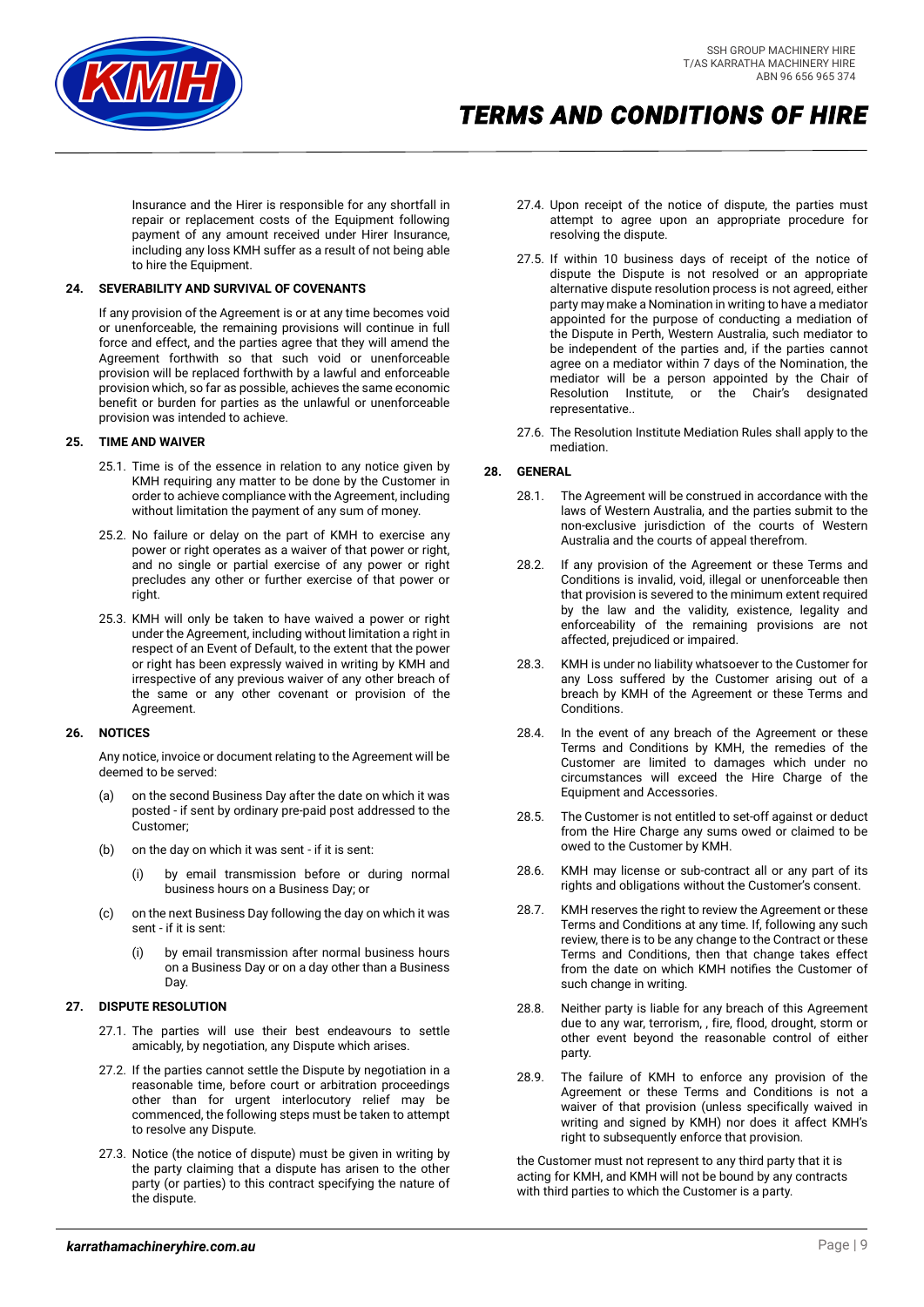Insurance and the Hirer is responsible for any shortfall in repair or replacement costs of the Equipment following payment of any amount received under Hirer Insurance, including any loss KMH suffer as a result of not being able to hire the Equipment.

## 24. SEVERABILITY AND SURVIVAL OF COVENANTS

If any provision of the Agreement is or at any time becomes void or unenforceable, the remaining provisions will continue in full force and effect, and the parties agree that they will amend the Agreement forthwith so that such void or unenforceable provision will be replaced forthwith by a lawful and enforceable provision which, so far as possible, achieves the same economic benefit or burden for parties as the unlawful or unenforceable provision was intended to achieve.

## 25. TIME AND WAIVER

25.1. Time is of the essence in relation to any notice given by KMH requiring any matter to be done by the Customer in order to achieve compliance with the Agreement, including without limitation the payment of any sum of money.

25.2. No failure or delay on the part of KMH to exercise any power or right operates as a waiver of that power or right, and no single or partial exercise of any power or right precludes any other or further exercise of that power or right.

25.3. KMH will only be taken to have waived a power or right under the Agreement, including without limitation a right in respect of an Event of Default, to the extent that the power or right has been expressly waived in writing by KMH and irrespective of any previous waiver of any other breach of the same or any other covenant or provision of the Agreement.

## 26. NOTICES

Any notice, invoice or document relating to the Agreement will be deemed to be served:

(a) on the second Business Day after the date on which it was posted - if sent by ordinary pre-paid post addressed to the Customer;

(b) on the day on which it was sent - if it is sent:

  (i) by email transmission before or during normal business hours on a Business Day; or

(c) on the next Business Day following the day on which it was sent - if it is sent:

  (i) by email transmission after normal business hours on a Business Day or on a day other than a Business Day.

## 27. DISPUTE RESOLUTION

27.1. The parties will use their best endeavours to settle amicably, by negotiation, any Dispute which arises.

27.2. If the parties cannot settle the Dispute by negotiation in a reasonable time, before court or arbitration proceedings other than for urgent interlocutory relief may be commenced, the following steps must be taken to attempt to resolve any Dispute.

27.3. Notice (the notice of dispute) must be given in writing by the party claiming that a dispute has arisen to the other party (or parties) to this contract specifying the nature of the dispute.

27.4. Upon receipt of the notice of dispute, the parties must attempt to agree upon an appropriate procedure for resolving the dispute.

27.5. If within 10 business days of receipt of the notice of dispute the Dispute is not resolved or an appropriate alternative dispute resolution process is not agreed, either party may make a Nomination in writing to have a mediator appointed for the purpose of conducting a mediation of the Dispute in Perth, Western Australia, such mediator to be independent of the parties and, if the parties cannot agree on a mediator within 7 days of the Nomination, the mediator will be a person appointed by the Chair of Resolution Institute, or the Chair's designated representative..

27.6. The Resolution Institute Mediation Rules shall apply to the mediation.

## 28. GENERAL

28.1. The Agreement will be construed in accordance with the laws of Western Australia, and the parties submit to the non-exclusive jurisdiction of the courts of Western Australia and the courts of appeal therefrom.

28.2. If any provision of the Agreement or these Terms and Conditions is invalid, void, illegal or unenforceable then that provision is severed to the minimum extent required by the law and the validity, existence, legality and enforceability of the remaining provisions are not affected, prejudiced or impaired.

28.3. KMH is under no liability whatsoever to the Customer for any Loss suffered by the Customer arising out of a breach by KMH of the Agreement or these Terms and Conditions.

28.4. In the event of any breach of the Agreement or these Terms and Conditions by KMH, the remedies of the Customer are limited to damages which under no circumstances will exceed the Hire Charge of the Equipment and Accessories.

28.5. The Customer is not entitled to set-off against or deduct from the Hire Charge any sums owed or claimed to be owed to the Customer by KMH.

28.6. KMH may license or sub-contract all or any part of its rights and obligations without the Customer's consent.

28.7. KMH reserves the right to review the Agreement or these Terms and Conditions at any time. If, following any such review, there is to be any change to the Contract or these Terms and Conditions, then that change takes effect from the date on which KMH notifies the Customer of such change in writing.

28.8. Neither party is liable for any breach of this Agreement due to any war, terrorism, , fire, flood, drought, storm or other event beyond the reasonable control of either party.

28.9. The failure of KMH to enforce any provision of the Agreement or these Terms and Conditions is not a waiver of that provision (unless specifically waived in writing and signed by KMH) nor does it affect KMH's right to subsequently enforce that provision.

the Customer must not represent to any third party that it is acting for KMH, and KMH will not be bound by any contracts with third parties to which the Customer is a party.